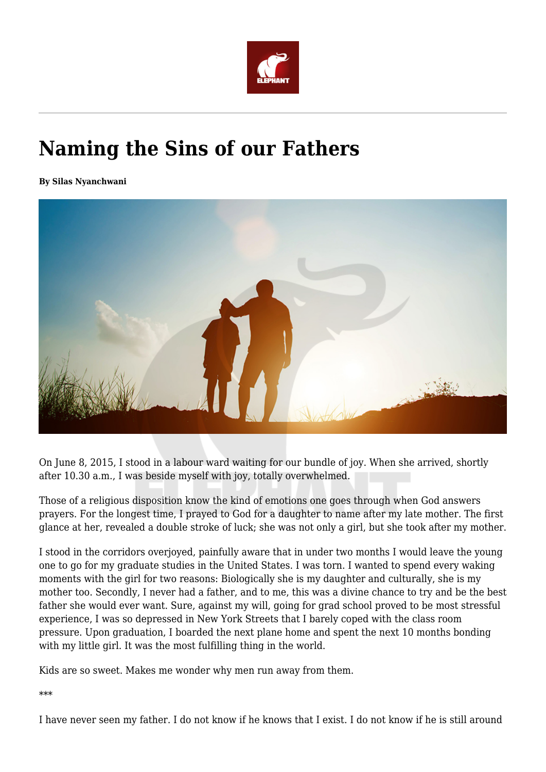# Naming the Sins of our Fathers

**By Silas Nyanchwani**

On June 8, 2015, I stood in a labour ward waiting for our bundle of joy. When she arrived, shortly after 10.30 a.m., I was beside myself with joy, totally overwhelmed.

Those of a religious disposition know the kind of emotions one goes through when God answers prayers. For the longest time, I prayed to God for a daughter to name after my late mother. The first glance at her, revealed a double stroke of luck; she was not only a girl, but she took after my mother.

I stood in the corridors overjoyed, painfully aware that in under two months I would leave the young one to go for my graduate studies in the United States. I was torn. I wanted to spend every waking moments with the girl for two reasons: Biologically she is my daughter and culturally, she is my mother too. Secondly, I never had a father, and to me, this was a divine chance to try and be the best father she would ever want. Sure, against my will, going for grad school proved to be most stressful experience, I was so depressed in New York Streets that I barely coped with the class room pressure. Upon graduation, I boarded the next plane home and spent the next 10 months bonding with my little girl. It was the most fulfilling thing in the world.

Kids are so sweet. Makes me wonder why men run away from them.

***

I have never seen my father. I do not know if he knows that I exist. I do not know if he is still around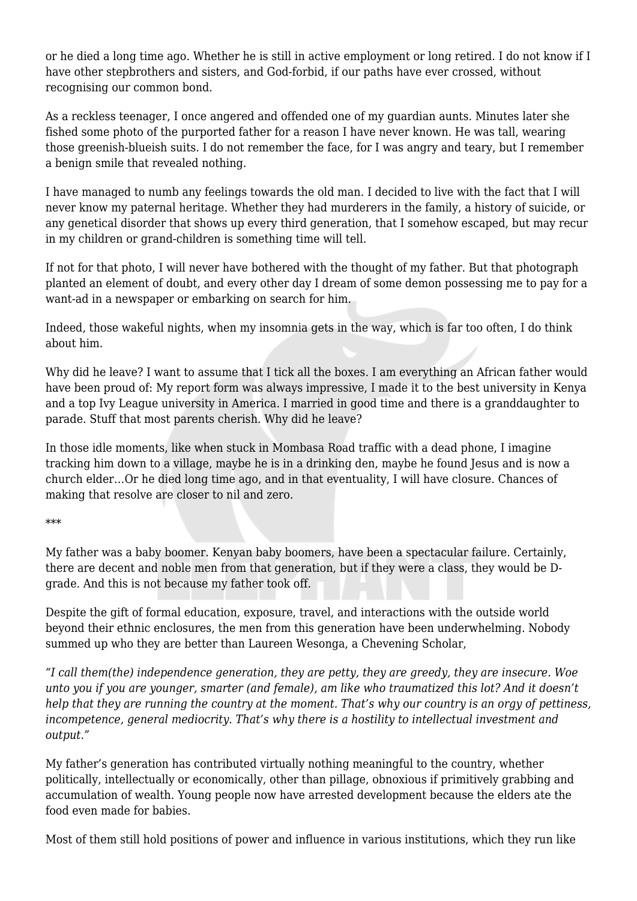or he died a long time ago. Whether he is still in active employment or long retired. I do not know if I have other stepbrothers and sisters, and God-forbid, if our paths have ever crossed, without recognising our common bond.

As a reckless teenager, I once angered and offended one of my guardian aunts. Minutes later she fished some photo of the purported father for a reason I have never known. He was tall, wearing those greenish-blueish suits. I do not remember the face, for I was angry and teary, but I remember a benign smile that revealed nothing.

I have managed to numb any feelings towards the old man. I decided to live with the fact that I will never know my paternal heritage. Whether they had murderers in the family, a history of suicide, or any genetical disorder that shows up every third generation, that I somehow escaped, but may recur in my children or grand-children is something time will tell.

If not for that photo, I will never have bothered with the thought of my father. But that photograph planted an element of doubt, and every other day I dream of some demon possessing me to pay for a want-ad in a newspaper or embarking on search for him.

Indeed, those wakeful nights, when my insomnia gets in the way, which is far too often, I do think about him.

Why did he leave? I want to assume that I tick all the boxes. I am everything an African father would have been proud of: My report form was always impressive, I made it to the best university in Kenya and a top Ivy League university in America. I married in good time and there is a granddaughter to parade. Stuff that most parents cherish. Why did he leave?

In those idle moments, like when stuck in Mombasa Road traffic with a dead phone, I imagine tracking him down to a village, maybe he is in a drinking den, maybe he found Jesus and is now a church elder…Or he died long time ago, and in that eventuality, I will have closure. Chances of making that resolve are closer to nil and zero.

***

My father was a baby boomer. Kenyan baby boomers, have been a spectacular failure. Certainly, there are decent and noble men from that generation, but if they were a class, they would be D-grade. And this is not because my father took off.

Despite the gift of formal education, exposure, travel, and interactions with the outside world beyond their ethnic enclosures, the men from this generation have been underwhelming. Nobody summed up who they are better than Laureen Wesonga, a Chevening Scholar,

*"I call them(the) independence generation, they are petty, they are greedy, they are insecure. Woe unto you if you are younger, smarter (and female), am like who traumatized this lot? And it doesn't help that they are running the country at the moment. That's why our country is an orgy of pettiness, incompetence, general mediocrity. That's why there is a hostility to intellectual investment and output."*

My father's generation has contributed virtually nothing meaningful to the country, whether politically, intellectually or economically, other than pillage, obnoxious if primitively grabbing and accumulation of wealth. Young people now have arrested development because the elders ate the food even made for babies.

Most of them still hold positions of power and influence in various institutions, which they run like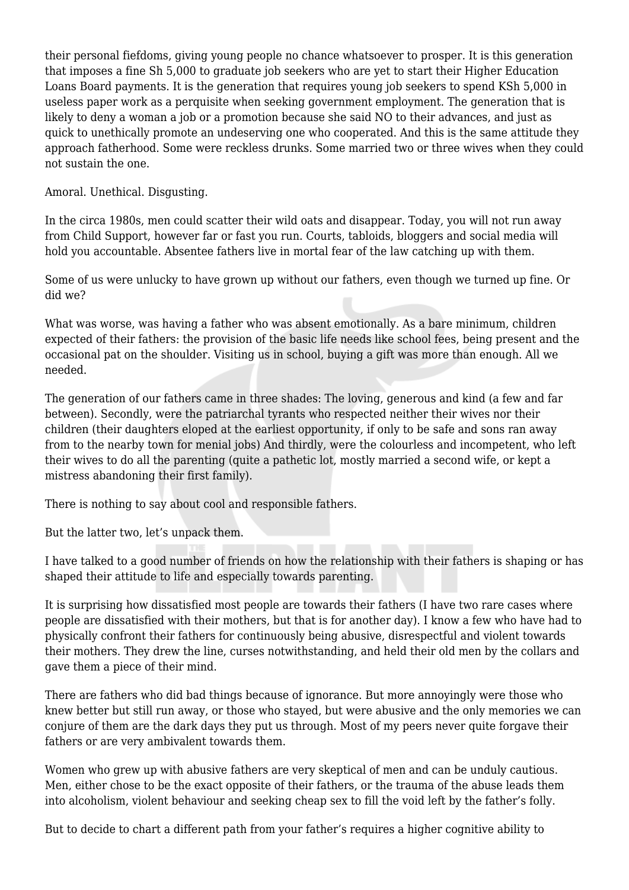their personal fiefdoms, giving young people no chance whatsoever to prosper. It is this generation that imposes a fine Sh 5,000 to graduate job seekers who are yet to start their Higher Education Loans Board payments. It is the generation that requires young job seekers to spend KSh 5,000 in useless paper work as a perquisite when seeking government employment. The generation that is likely to deny a woman a job or a promotion because she said NO to their advances, and just as quick to unethically promote an undeserving one who cooperated. And this is the same attitude they approach fatherhood. Some were reckless drunks. Some married two or three wives when they could not sustain the one.

Amoral. Unethical. Disgusting.

In the circa 1980s, men could scatter their wild oats and disappear. Today, you will not run away from Child Support, however far or fast you run. Courts, tabloids, bloggers and social media will hold you accountable. Absentee fathers live in mortal fear of the law catching up with them.

Some of us were unlucky to have grown up without our fathers, even though we turned up fine. Or did we?

What was worse, was having a father who was absent emotionally. As a bare minimum, children expected of their fathers: the provision of the basic life needs like school fees, being present and the occasional pat on the shoulder. Visiting us in school, buying a gift was more than enough. All we needed.

The generation of our fathers came in three shades: The loving, generous and kind (a few and far between). Secondly, were the patriarchal tyrants who respected neither their wives nor their children (their daughters eloped at the earliest opportunity, if only to be safe and sons ran away from to the nearby town for menial jobs) And thirdly, were the colourless and incompetent, who left their wives to do all the parenting (quite a pathetic lot, mostly married a second wife, or kept a mistress abandoning their first family).

There is nothing to say about cool and responsible fathers.

But the latter two, let's unpack them.

I have talked to a good number of friends on how the relationship with their fathers is shaping or has shaped their attitude to life and especially towards parenting.

It is surprising how dissatisfied most people are towards their fathers (I have two rare cases where people are dissatisfied with their mothers, but that is for another day). I know a few who have had to physically confront their fathers for continuously being abusive, disrespectful and violent towards their mothers. They drew the line, curses notwithstanding, and held their old men by the collars and gave them a piece of their mind.

There are fathers who did bad things because of ignorance. But more annoyingly were those who knew better but still run away, or those who stayed, but were abusive and the only memories we can conjure of them are the dark days they put us through. Most of my peers never quite forgave their fathers or are very ambivalent towards them.

Women who grew up with abusive fathers are very skeptical of men and can be unduly cautious. Men, either chose to be the exact opposite of their fathers, or the trauma of the abuse leads them into alcoholism, violent behaviour and seeking cheap sex to fill the void left by the father's folly.

But to decide to chart a different path from your father's requires a higher cognitive ability to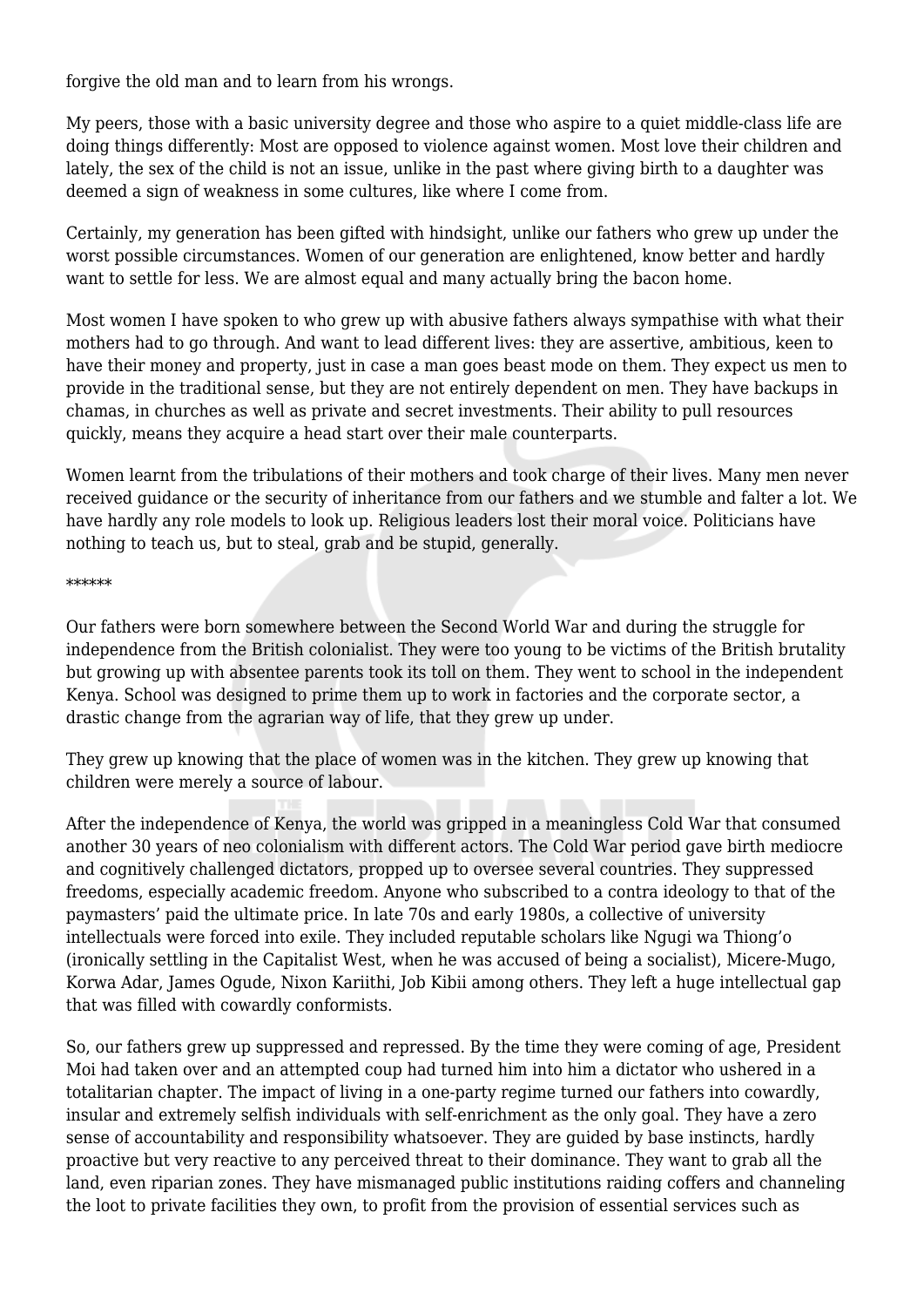forgive the old man and to learn from his wrongs.

My peers, those with a basic university degree and those who aspire to a quiet middle-class life are doing things differently: Most are opposed to violence against women. Most love their children and lately, the sex of the child is not an issue, unlike in the past where giving birth to a daughter was deemed a sign of weakness in some cultures, like where I come from.

Certainly, my generation has been gifted with hindsight, unlike our fathers who grew up under the worst possible circumstances. Women of our generation are enlightened, know better and hardly want to settle for less. We are almost equal and many actually bring the bacon home.

Most women I have spoken to who grew up with abusive fathers always sympathise with what their mothers had to go through. And want to lead different lives: they are assertive, ambitious, keen to have their money and property, just in case a man goes beast mode on them. They expect us men to provide in the traditional sense, but they are not entirely dependent on men. They have backups in chamas, in churches as well as private and secret investments. Their ability to pull resources quickly, means they acquire a head start over their male counterparts.

Women learnt from the tribulations of their mothers and took charge of their lives. Many men never received guidance or the security of inheritance from our fathers and we stumble and falter a lot. We have hardly any role models to look up. Religious leaders lost their moral voice. Politicians have nothing to teach us, but to steal, grab and be stupid, generally.

******

Our fathers were born somewhere between the Second World War and during the struggle for independence from the British colonialist. They were too young to be victims of the British brutality but growing up with absentee parents took its toll on them. They went to school in the independent Kenya. School was designed to prime them up to work in factories and the corporate sector, a drastic change from the agrarian way of life, that they grew up under.

They grew up knowing that the place of women was in the kitchen. They grew up knowing that children were merely a source of labour.

After the independence of Kenya, the world was gripped in a meaningless Cold War that consumed another 30 years of neo colonialism with different actors. The Cold War period gave birth mediocre and cognitively challenged dictators, propped up to oversee several countries. They suppressed freedoms, especially academic freedom. Anyone who subscribed to a contra ideology to that of the paymasters' paid the ultimate price. In late 70s and early 1980s, a collective of university intellectuals were forced into exile. They included reputable scholars like Ngugi wa Thiong'o (ironically settling in the Capitalist West, when he was accused of being a socialist), Micere-Mugo, Korwa Adar, James Ogude, Nixon Kariithi, Job Kibii among others. They left a huge intellectual gap that was filled with cowardly conformists.

So, our fathers grew up suppressed and repressed. By the time they were coming of age, President Moi had taken over and an attempted coup had turned him into him a dictator who ushered in a totalitarian chapter. The impact of living in a one-party regime turned our fathers into cowardly, insular and extremely selfish individuals with self-enrichment as the only goal. They have a zero sense of accountability and responsibility whatsoever. They are guided by base instincts, hardly proactive but very reactive to any perceived threat to their dominance. They want to grab all the land, even riparian zones. They have mismanaged public institutions raiding coffers and channeling the loot to private facilities they own, to profit from the provision of essential services such as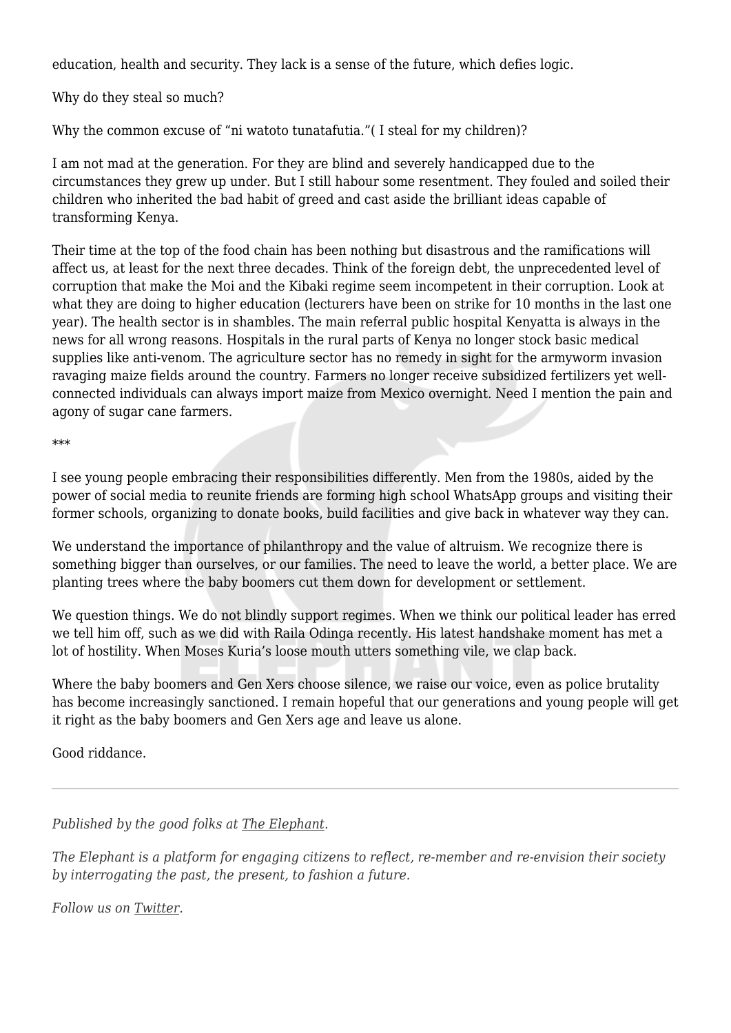education, health and security. They lack is a sense of the future, which defies logic.

Why do they steal so much?

Why the common excuse of "ni watoto tunatafutia."( I steal for my children)?

I am not mad at the generation. For they are blind and severely handicapped due to the circumstances they grew up under. But I still habour some resentment. They fouled and soiled their children who inherited the bad habit of greed and cast aside the brilliant ideas capable of transforming Kenya.

Their time at the top of the food chain has been nothing but disastrous and the ramifications will affect us, at least for the next three decades. Think of the foreign debt, the unprecedented level of corruption that make the Moi and the Kibaki regime seem incompetent in their corruption. Look at what they are doing to higher education (lecturers have been on strike for 10 months in the last one year). The health sector is in shambles. The main referral public hospital Kenyatta is always in the news for all wrong reasons. Hospitals in the rural parts of Kenya no longer stock basic medical supplies like anti-venom. The agriculture sector has no remedy in sight for the armyworm invasion ravaging maize fields around the country. Farmers no longer receive subsidized fertilizers yet well-connected individuals can always import maize from Mexico overnight. Need I mention the pain and agony of sugar cane farmers.

***

I see young people embracing their responsibilities differently. Men from the 1980s, aided by the power of social media to reunite friends are forming high school WhatsApp groups and visiting their former schools, organizing to donate books, build facilities and give back in whatever way they can.

We understand the importance of philanthropy and the value of altruism. We recognize there is something bigger than ourselves, or our families. The need to leave the world, a better place. We are planting trees where the baby boomers cut them down for development or settlement.

We question things. We do not blindly support regimes. When we think our political leader has erred we tell him off, such as we did with Raila Odinga recently. His latest handshake moment has met a lot of hostility. When Moses Kuria's loose mouth utters something vile, we clap back.

Where the baby boomers and Gen Xers choose silence, we raise our voice, even as police brutality has become increasingly sanctioned. I remain hopeful that our generations and young people will get it right as the baby boomers and Gen Xers age and leave us alone.

Good riddance.

---

*Published by the good folks at The Elephant.*

*The Elephant is a platform for engaging citizens to reflect, re-member and re-envision their society by interrogating the past, the present, to fashion a future.*

*Follow us on Twitter.*